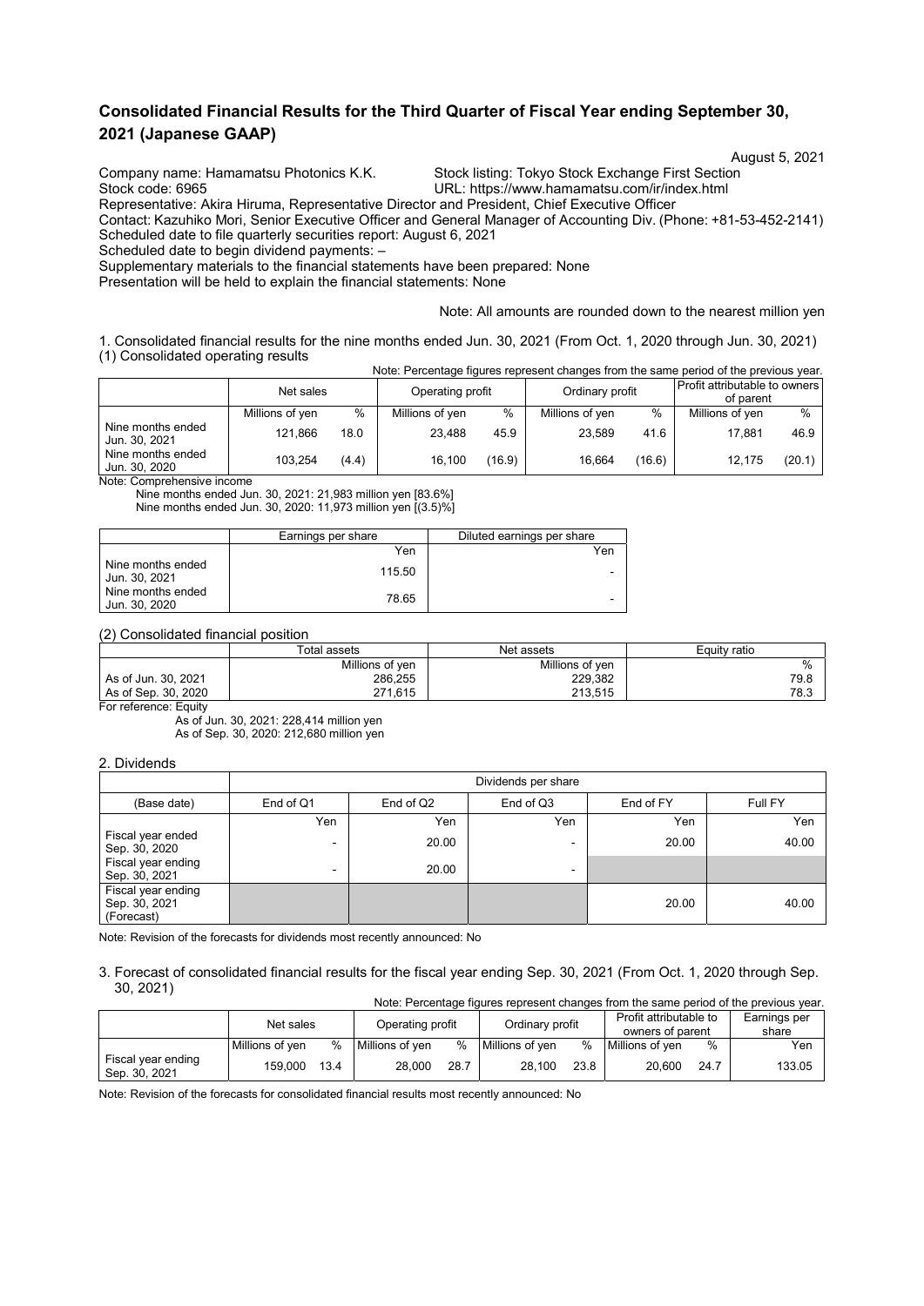# Consolidated Financial Results for the Third Quarter of Fiscal Year ending September 30, 2021 (Japanese GAAP)

August 5, 2021

Company name: Hamamatsu Photonics K.K. Stock listing: Tokyo Stock Exchange First Section
Stock code: 6965 URL: https://www.hamamatsu.com/ir/index.html
Representative: Akira Hiruma, Representative Director and President, Chief Executive Officer
Contact: Kazuhiko Mori, Senior Executive Officer and General Manager of Accounting Div. (Phone: +81-53-452-2141)
Scheduled date to file quarterly securities report: August 6, 2021
Scheduled date to begin dividend payments: –
Supplementary materials to the financial statements have been prepared: None
Presentation will be held to explain the financial statements: None

Note: All amounts are rounded down to the nearest million yen

1. Consolidated financial results for the nine months ended Jun. 30, 2021 (From Oct. 1, 2020 through Jun. 30, 2021)
(1) Consolidated operating results

Note: Percentage figures represent changes from the same period of the previous year.

| | Net sales | | Operating profit | | Ordinary profit | | Profit attributable to owners of parent | |
|---|---|---|---|---|---|---|---|---|
| | Millions of yen | % | Millions of yen | % | Millions of yen | % | Millions of yen | % |
| Nine months ended Jun. 30, 2021 | 121,866 | 18.0 | 23,488 | 45.9 | 23,589 | 41.6 | 17,881 | 46.9 |
| Nine months ended Jun. 30, 2020 | 103,254 | (4.4) | 16,100 | (16.9) | 16,664 | (16.6) | 12,175 | (20.1) |

Note: Comprehensive income
Nine months ended Jun. 30, 2021: 21,983 million yen [83.6%]
Nine months ended Jun. 30, 2020: 11,973 million yen [(3.5)%]

| | Earnings per share | Diluted earnings per share |
|---|---|---|
| | Yen | Yen |
| Nine months ended Jun. 30, 2021 | 115.50 | - |
| Nine months ended Jun. 30, 2020 | 78.65 | - |

(2) Consolidated financial position

| | Total assets | Net assets | Equity ratio |
|---|---|---|---|
| | Millions of yen | Millions of yen | % |
| As of Jun. 30, 2021 | 286,255 | 229,382 | 79.8 |
| As of Sep. 30, 2020 | 271,615 | 213,515 | 78.3 |

For reference: Equity
As of Jun. 30, 2021: 228,414 million yen
As of Sep. 30, 2020: 212,680 million yen

2. Dividends

| | Dividends per share | | | | |
|---|---|---|---|---|---|
| (Base date) | End of Q1 | End of Q2 | End of Q3 | End of FY | Full FY |
| | Yen | Yen | Yen | Yen | Yen |
| Fiscal year ended Sep. 30, 2020 | - | 20.00 | - | 20.00 | 40.00 |
| Fiscal year ending Sep. 30, 2021 | - | 20.00 | - | | |
| Fiscal year ending Sep. 30, 2021 (Forecast) | | | | 20.00 | 40.00 |

Note: Revision of the forecasts for dividends most recently announced: No

3. Forecast of consolidated financial results for the fiscal year ending Sep. 30, 2021 (From Oct. 1, 2020 through Sep. 30, 2021)

Note: Percentage figures represent changes from the same period of the previous year.

| | Net sales | | Operating profit | | Ordinary profit | | Profit attributable to owners of parent | | Earnings per share |
|---|---|---|---|---|---|---|---|---|---|
| | Millions of yen | % | Millions of yen | % | Millions of yen | % | Millions of yen | % | Yen |
| Fiscal year ending Sep. 30, 2021 | 159,000 | 13.4 | 28,000 | 28.7 | 28,100 | 23.8 | 20,600 | 24.7 | 133.05 |

Note: Revision of the forecasts for consolidated financial results most recently announced: No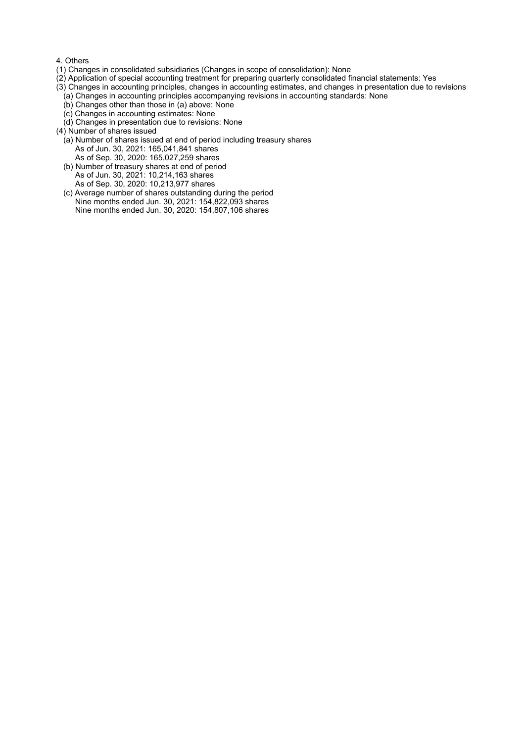4. Others

(1) Changes in consolidated subsidiaries (Changes in scope of consolidation): None

(2) Application of special accounting treatment for preparing quarterly consolidated financial statements: Yes

(3) Changes in accounting principles, changes in accounting estimates, and changes in presentation due to revisions

- (a) Changes in accounting principles accompanying revisions in accounting standards: None
- (b) Changes other than those in (a) above: None
- (c) Changes in accounting estimates: None
- (d) Changes in presentation due to revisions: None

(4) Number of shares issued

- (a) Number of shares issued at end of period including treasury shares
  - As of Jun. 30, 2021: 165,041,841 shares
  - As of Sep. 30, 2020: 165,027,259 shares
- (b) Number of treasury shares at end of period
  - As of Jun. 30, 2021: 10,214,163 shares
  - As of Sep. 30, 2020: 10,213,977 shares
- (c) Average number of shares outstanding during the period
  - Nine months ended Jun. 30, 2021: 154,822,093 shares
  - Nine months ended Jun. 30, 2020: 154,807,106 shares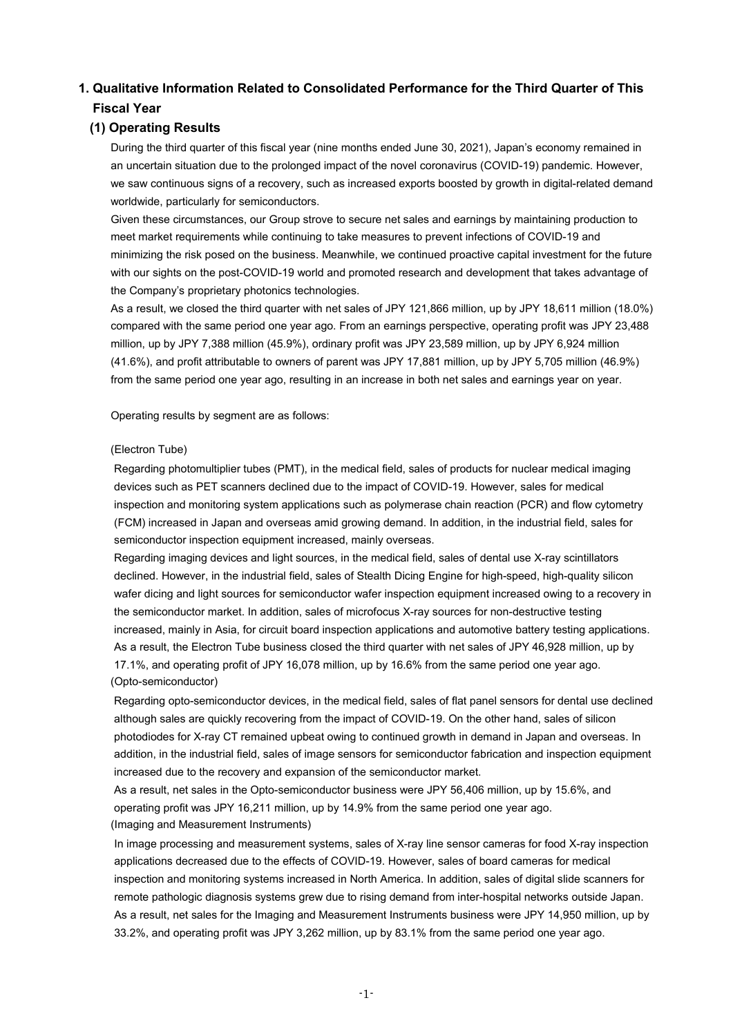## 1. Qualitative Information Related to Consolidated Performance for the Third Quarter of This Fiscal Year

### (1) Operating Results

During the third quarter of this fiscal year (nine months ended June 30, 2021), Japan's economy remained in an uncertain situation due to the prolonged impact of the novel coronavirus (COVID-19) pandemic. However, we saw continuous signs of a recovery, such as increased exports boosted by growth in digital-related demand worldwide, particularly for semiconductors.

Given these circumstances, our Group strove to secure net sales and earnings by maintaining production to meet market requirements while continuing to take measures to prevent infections of COVID-19 and minimizing the risk posed on the business. Meanwhile, we continued proactive capital investment for the future with our sights on the post-COVID-19 world and promoted research and development that takes advantage of the Company's proprietary photonics technologies.

As a result, we closed the third quarter with net sales of JPY 121,866 million, up by JPY 18,611 million (18.0%) compared with the same period one year ago. From an earnings perspective, operating profit was JPY 23,488 million, up by JPY 7,388 million (45.9%), ordinary profit was JPY 23,589 million, up by JPY 6,924 million (41.6%), and profit attributable to owners of parent was JPY 17,881 million, up by JPY 5,705 million (46.9%) from the same period one year ago, resulting in an increase in both net sales and earnings year on year.

Operating results by segment are as follows:

(Electron Tube)

Regarding photomultiplier tubes (PMT), in the medical field, sales of products for nuclear medical imaging devices such as PET scanners declined due to the impact of COVID-19. However, sales for medical inspection and monitoring system applications such as polymerase chain reaction (PCR) and flow cytometry (FCM) increased in Japan and overseas amid growing demand. In addition, in the industrial field, sales for semiconductor inspection equipment increased, mainly overseas.

Regarding imaging devices and light sources, in the medical field, sales of dental use X-ray scintillators declined. However, in the industrial field, sales of Stealth Dicing Engine for high-speed, high-quality silicon wafer dicing and light sources for semiconductor wafer inspection equipment increased owing to a recovery in the semiconductor market. In addition, sales of microfocus X-ray sources for non-destructive testing increased, mainly in Asia, for circuit board inspection applications and automotive battery testing applications.

As a result, the Electron Tube business closed the third quarter with net sales of JPY 46,928 million, up by 17.1%, and operating profit of JPY 16,078 million, up by 16.6% from the same period one year ago.

(Opto-semiconductor)

Regarding opto-semiconductor devices, in the medical field, sales of flat panel sensors for dental use declined although sales are quickly recovering from the impact of COVID-19. On the other hand, sales of silicon photodiodes for X-ray CT remained upbeat owing to continued growth in demand in Japan and overseas. In addition, in the industrial field, sales of image sensors for semiconductor fabrication and inspection equipment increased due to the recovery and expansion of the semiconductor market.

As a result, net sales in the Opto-semiconductor business were JPY 56,406 million, up by 15.6%, and operating profit was JPY 16,211 million, up by 14.9% from the same period one year ago.

(Imaging and Measurement Instruments)

In image processing and measurement systems, sales of X-ray line sensor cameras for food X-ray inspection applications decreased due to the effects of COVID-19. However, sales of board cameras for medical inspection and monitoring systems increased in North America. In addition, sales of digital slide scanners for remote pathologic diagnosis systems grew due to rising demand from inter-hospital networks outside Japan.

As a result, net sales for the Imaging and Measurement Instruments business were JPY 14,950 million, up by 33.2%, and operating profit was JPY 3,262 million, up by 83.1% from the same period one year ago.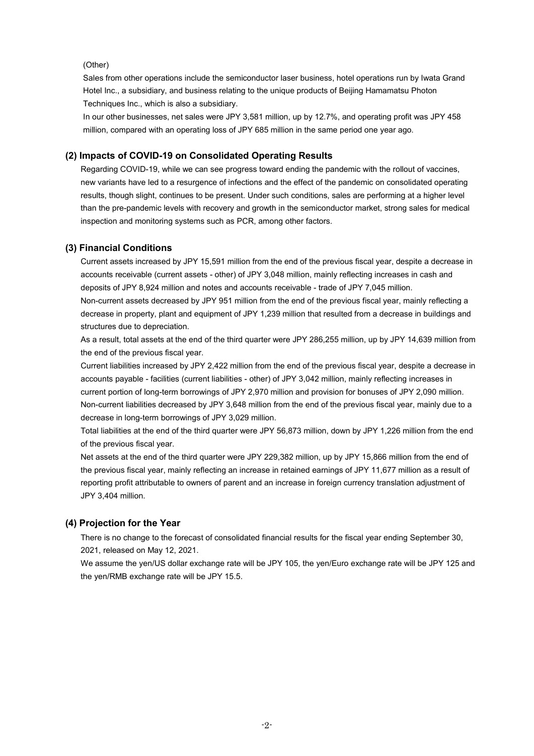(Other)

Sales from other operations include the semiconductor laser business, hotel operations run by Iwata Grand Hotel Inc., a subsidiary, and business relating to the unique products of Beijing Hamamatsu Photon Techniques Inc., which is also a subsidiary.

In our other businesses, net sales were JPY 3,581 million, up by 12.7%, and operating profit was JPY 458 million, compared with an operating loss of JPY 685 million in the same period one year ago.

### (2) Impacts of COVID-19 on Consolidated Operating Results

Regarding COVID-19, while we can see progress toward ending the pandemic with the rollout of vaccines, new variants have led to a resurgence of infections and the effect of the pandemic on consolidated operating results, though slight, continues to be present. Under such conditions, sales are performing at a higher level than the pre-pandemic levels with recovery and growth in the semiconductor market, strong sales for medical inspection and monitoring systems such as PCR, among other factors.

### (3) Financial Conditions

Current assets increased by JPY 15,591 million from the end of the previous fiscal year, despite a decrease in accounts receivable (current assets - other) of JPY 3,048 million, mainly reflecting increases in cash and deposits of JPY 8,924 million and notes and accounts receivable - trade of JPY 7,045 million.

Non-current assets decreased by JPY 951 million from the end of the previous fiscal year, mainly reflecting a decrease in property, plant and equipment of JPY 1,239 million that resulted from a decrease in buildings and structures due to depreciation.

As a result, total assets at the end of the third quarter were JPY 286,255 million, up by JPY 14,639 million from the end of the previous fiscal year.

Current liabilities increased by JPY 2,422 million from the end of the previous fiscal year, despite a decrease in accounts payable - facilities (current liabilities - other) of JPY 3,042 million, mainly reflecting increases in current portion of long-term borrowings of JPY 2,970 million and provision for bonuses of JPY 2,090 million.

Non-current liabilities decreased by JPY 3,648 million from the end of the previous fiscal year, mainly due to a decrease in long-term borrowings of JPY 3,029 million.

Total liabilities at the end of the third quarter were JPY 56,873 million, down by JPY 1,226 million from the end of the previous fiscal year.

Net assets at the end of the third quarter were JPY 229,382 million, up by JPY 15,866 million from the end of the previous fiscal year, mainly reflecting an increase in retained earnings of JPY 11,677 million as a result of reporting profit attributable to owners of parent and an increase in foreign currency translation adjustment of JPY 3,404 million.

### (4) Projection for the Year

There is no change to the forecast of consolidated financial results for the fiscal year ending September 30, 2021, released on May 12, 2021.

We assume the yen/US dollar exchange rate will be JPY 105, the yen/Euro exchange rate will be JPY 125 and the yen/RMB exchange rate will be JPY 15.5.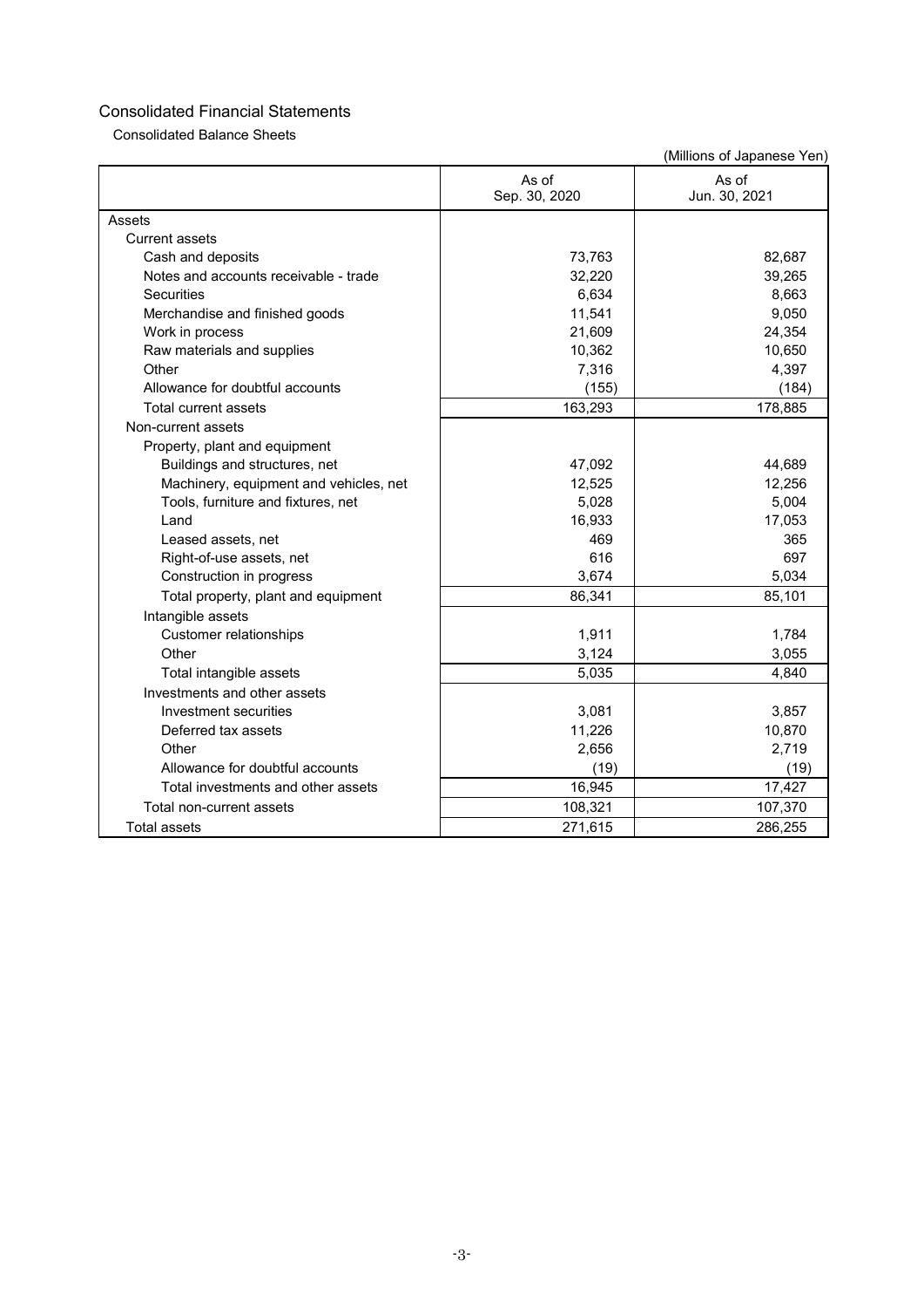# Consolidated Financial Statements

## Consolidated Balance Sheets

(Millions of Japanese Yen)

| | As of Sep. 30, 2020 | As of Jun. 30, 2021 |
|---|---|---|
| Assets | | |
| Current assets | | |
| Cash and deposits | 73,763 | 82,687 |
| Notes and accounts receivable - trade | 32,220 | 39,265 |
| Securities | 6,634 | 8,663 |
| Merchandise and finished goods | 11,541 | 9,050 |
| Work in process | 21,609 | 24,354 |
| Raw materials and supplies | 10,362 | 10,650 |
| Other | 7,316 | 4,397 |
| Allowance for doubtful accounts | (155) | (184) |
| Total current assets | 163,293 | 178,885 |
| Non-current assets | | |
| Property, plant and equipment | | |
| Buildings and structures, net | 47,092 | 44,689 |
| Machinery, equipment and vehicles, net | 12,525 | 12,256 |
| Tools, furniture and fixtures, net | 5,028 | 5,004 |
| Land | 16,933 | 17,053 |
| Leased assets, net | 469 | 365 |
| Right-of-use assets, net | 616 | 697 |
| Construction in progress | 3,674 | 5,034 |
| Total property, plant and equipment | 86,341 | 85,101 |
| Intangible assets | | |
| Customer relationships | 1,911 | 1,784 |
| Other | 3,124 | 3,055 |
| Total intangible assets | 5,035 | 4,840 |
| Investments and other assets | | |
| Investment securities | 3,081 | 3,857 |
| Deferred tax assets | 11,226 | 10,870 |
| Other | 2,656 | 2,719 |
| Allowance for doubtful accounts | (19) | (19) |
| Total investments and other assets | 16,945 | 17,427 |
| Total non-current assets | 108,321 | 107,370 |
| Total assets | 271,615 | 286,255 |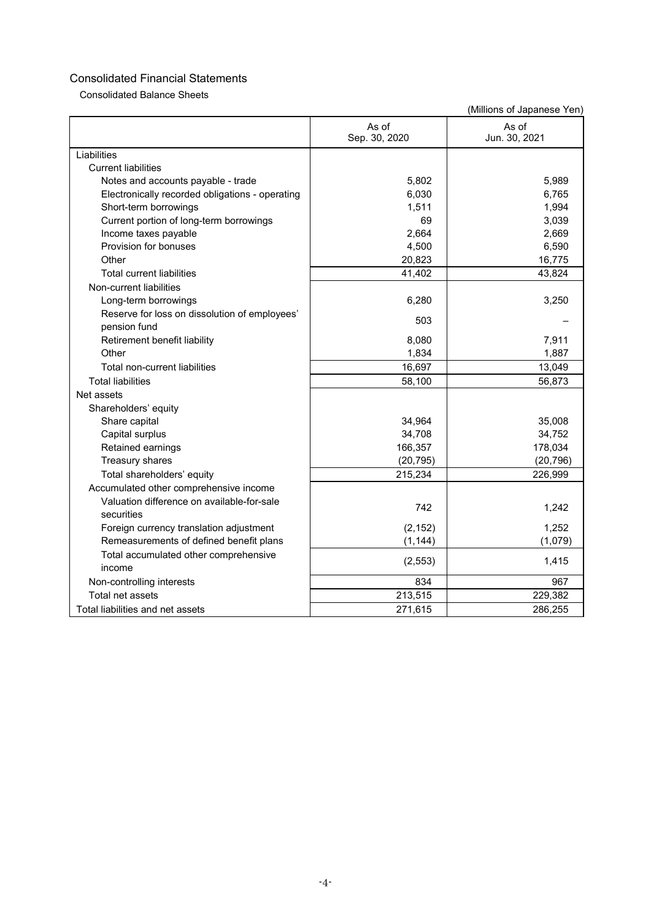## Consolidated Financial Statements

### Consolidated Balance Sheets

(Millions of Japanese Yen)

| | As of Sep. 30, 2020 | As of Jun. 30, 2021 |
|---|---|---|
| Liabilities | | |
| Current liabilities | | |
| Notes and accounts payable - trade | 5,802 | 5,989 |
| Electronically recorded obligations - operating | 6,030 | 6,765 |
| Short-term borrowings | 1,511 | 1,994 |
| Current portion of long-term borrowings | 69 | 3,039 |
| Income taxes payable | 2,664 | 2,669 |
| Provision for bonuses | 4,500 | 6,590 |
| Other | 20,823 | 16,775 |
| Total current liabilities | 41,402 | 43,824 |
| Non-current liabilities | | |
| Long-term borrowings | 6,280 | 3,250 |
| Reserve for loss on dissolution of employees' pension fund | 503 | – |
| Retirement benefit liability | 8,080 | 7,911 |
| Other | 1,834 | 1,887 |
| Total non-current liabilities | 16,697 | 13,049 |
| Total liabilities | 58,100 | 56,873 |
| Net assets | | |
| Shareholders' equity | | |
| Share capital | 34,964 | 35,008 |
| Capital surplus | 34,708 | 34,752 |
| Retained earnings | 166,357 | 178,034 |
| Treasury shares | (20,795) | (20,796) |
| Total shareholders' equity | 215,234 | 226,999 |
| Accumulated other comprehensive income | | |
| Valuation difference on available-for-sale securities | 742 | 1,242 |
| Foreign currency translation adjustment | (2,152) | 1,252 |
| Remeasurements of defined benefit plans | (1,144) | (1,079) |
| Total accumulated other comprehensive income | (2,553) | 1,415 |
| Non-controlling interests | 834 | 967 |
| Total net assets | 213,515 | 229,382 |
| Total liabilities and net assets | 271,615 | 286,255 |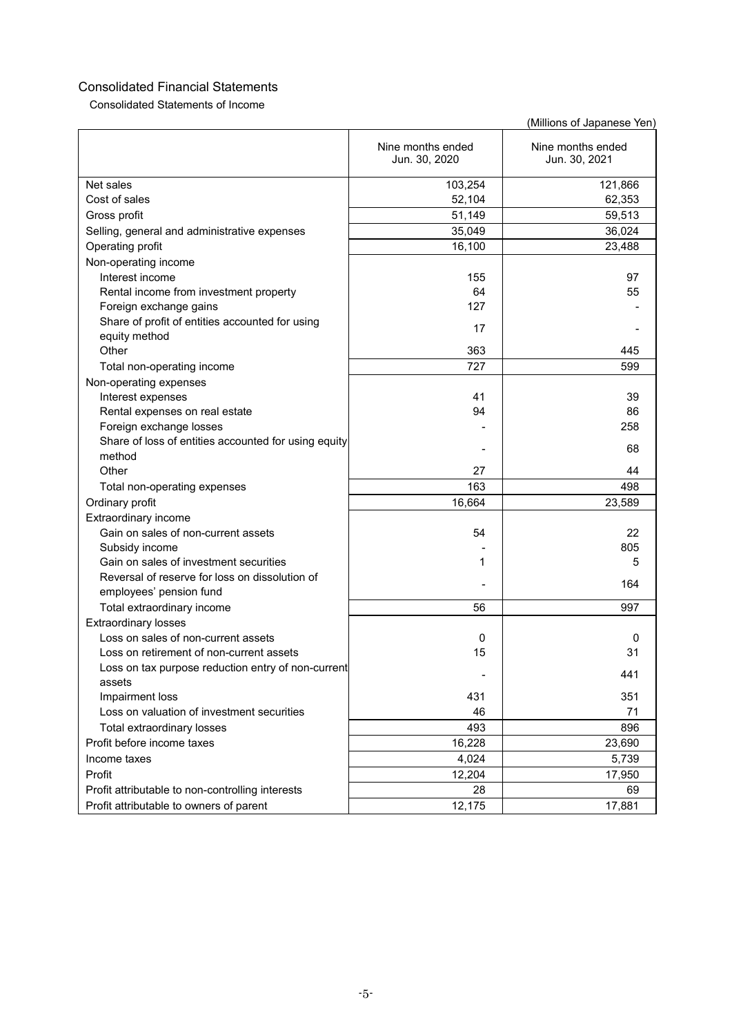## Consolidated Financial Statements

### Consolidated Statements of Income

(Millions of Japanese Yen)

| | Nine months ended Jun. 30, 2020 | Nine months ended Jun. 30, 2021 |
|---|---|---|
| Net sales | 103,254 | 121,866 |
| Cost of sales | 52,104 | 62,353 |
| Gross profit | 51,149 | 59,513 |
| Selling, general and administrative expenses | 35,049 | 36,024 |
| Operating profit | 16,100 | 23,488 |
| Non-operating income | | |
| Interest income | 155 | 97 |
| Rental income from investment property | 64 | 55 |
| Foreign exchange gains | 127 | - |
| Share of profit of entities accounted for using equity method | 17 | - |
| Other | 363 | 445 |
| Total non-operating income | 727 | 599 |
| Non-operating expenses | | |
| Interest expenses | 41 | 39 |
| Rental expenses on real estate | 94 | 86 |
| Foreign exchange losses | - | 258 |
| Share of loss of entities accounted for using equity method | - | 68 |
| Other | 27 | 44 |
| Total non-operating expenses | 163 | 498 |
| Ordinary profit | 16,664 | 23,589 |
| Extraordinary income | | |
| Gain on sales of non-current assets | 54 | 22 |
| Subsidy income | - | 805 |
| Gain on sales of investment securities | 1 | 5 |
| Reversal of reserve for loss on dissolution of employees' pension fund | - | 164 |
| Total extraordinary income | 56 | 997 |
| Extraordinary losses | | |
| Loss on sales of non-current assets | 0 | 0 |
| Loss on retirement of non-current assets | 15 | 31 |
| Loss on tax purpose reduction entry of non-current assets | - | 441 |
| Impairment loss | 431 | 351 |
| Loss on valuation of investment securities | 46 | 71 |
| Total extraordinary losses | 493 | 896 |
| Profit before income taxes | 16,228 | 23,690 |
| Income taxes | 4,024 | 5,739 |
| Profit | 12,204 | 17,950 |
| Profit attributable to non-controlling interests | 28 | 69 |
| Profit attributable to owners of parent | 12,175 | 17,881 |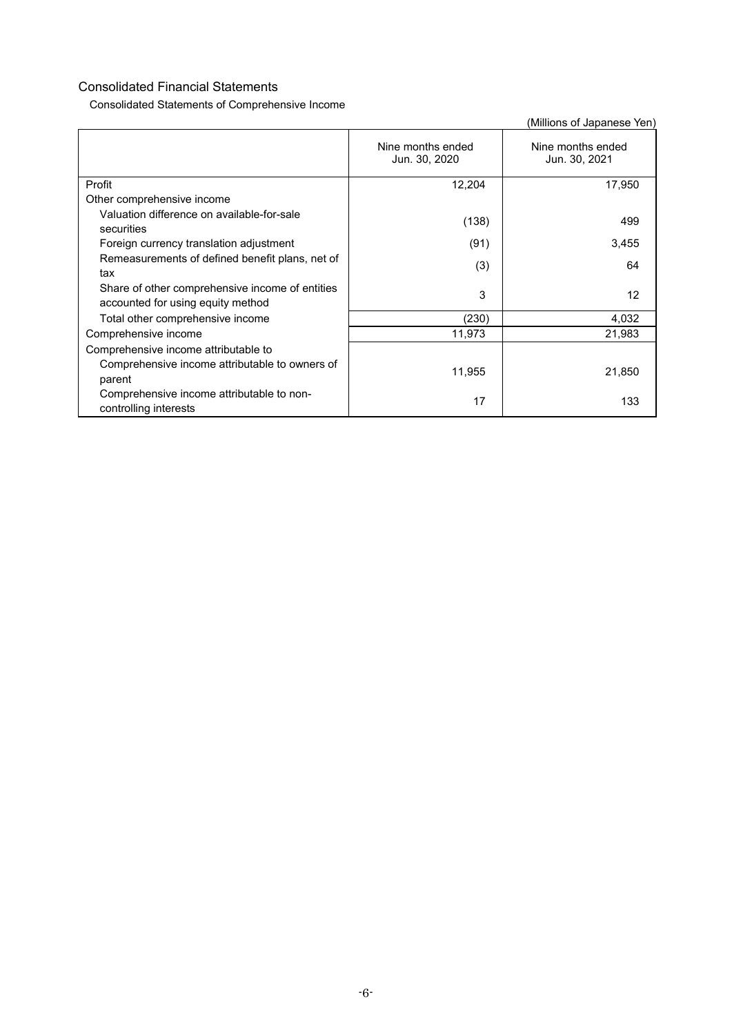## Consolidated Financial Statements

### Consolidated Statements of Comprehensive Income

(Millions of Japanese Yen)

| | Nine months ended Jun. 30, 2020 | Nine months ended Jun. 30, 2021 |
|---|---|---|
| Profit | 12,204 | 17,950 |
| Other comprehensive income | | |
| Valuation difference on available-for-sale securities | (138) | 499 |
| Foreign currency translation adjustment | (91) | 3,455 |
| Remeasurements of defined benefit plans, net of tax | (3) | 64 |
| Share of other comprehensive income of entities accounted for using equity method | 3 | 12 |
| Total other comprehensive income | (230) | 4,032 |
| Comprehensive income | 11,973 | 21,983 |
| Comprehensive income attributable to | | |
| Comprehensive income attributable to owners of parent | 11,955 | 21,850 |
| Comprehensive income attributable to non-controlling interests | 17 | 133 |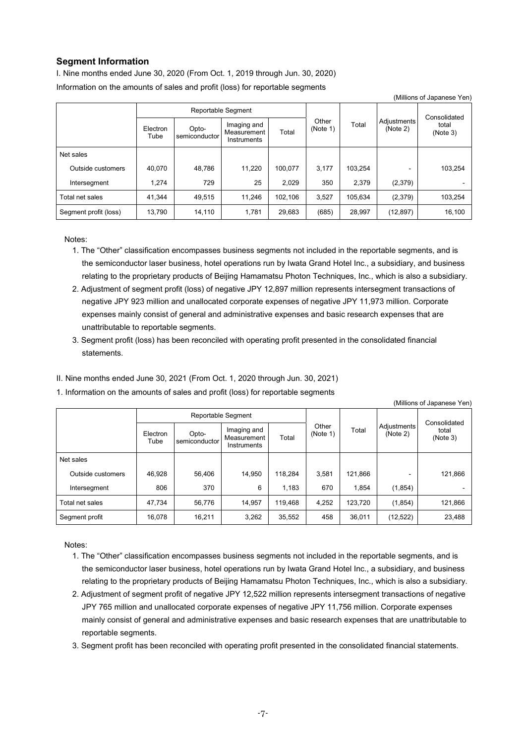## Segment Information

I. Nine months ended June 30, 2020 (From Oct. 1, 2019 through Jun. 30, 2020)

Information on the amounts of sales and profit (loss) for reportable segments

(Millions of Japanese Yen)

| | Reportable Segment | | | | Other (Note 1) | Total | Adjustments (Note 2) | Consolidated total (Note 3) |
|---|---|---|---|---|---|---|---|---|
| | Electron Tube | Opto-semiconductor | Imaging and Measurement Instruments | Total | | | | |
| Net sales | | | | | | | | |
| Outside customers | 40,070 | 48,786 | 11,220 | 100,077 | 3,177 | 103,254 | - | 103,254 |
| Intersegment | 1,274 | 729 | 25 | 2,029 | 350 | 2,379 | (2,379) | - |
| Total net sales | 41,344 | 49,515 | 11,246 | 102,106 | 3,527 | 105,634 | (2,379) | 103,254 |
| Segment profit (loss) | 13,790 | 14,110 | 1,781 | 29,683 | (685) | 28,997 | (12,897) | 16,100 |

Notes:

1. The "Other" classification encompasses business segments not included in the reportable segments, and is the semiconductor laser business, hotel operations run by Iwata Grand Hotel Inc., a subsidiary, and business relating to the proprietary products of Beijing Hamamatsu Photon Techniques, Inc., which is also a subsidiary.
2. Adjustment of segment profit (loss) of negative JPY 12,897 million represents intersegment transactions of negative JPY 923 million and unallocated corporate expenses of negative JPY 11,973 million. Corporate expenses mainly consist of general and administrative expenses and basic research expenses that are unattributable to reportable segments.
3. Segment profit (loss) has been reconciled with operating profit presented in the consolidated financial statements.

II. Nine months ended June 30, 2021 (From Oct. 1, 2020 through Jun. 30, 2021)

1. Information on the amounts of sales and profit (loss) for reportable segments

(Millions of Japanese Yen)

| | Reportable Segment | | | | Other (Note 1) | Total | Adjustments (Note 2) | Consolidated total (Note 3) |
|---|---|---|---|---|---|---|---|---|
| | Electron Tube | Opto-semiconductor | Imaging and Measurement Instruments | Total | | | | |
| Net sales | | | | | | | | |
| Outside customers | 46,928 | 56,406 | 14,950 | 118,284 | 3,581 | 121,866 | - | 121,866 |
| Intersegment | 806 | 370 | 6 | 1,183 | 670 | 1,854 | (1,854) | - |
| Total net sales | 47,734 | 56,776 | 14,957 | 119,468 | 4,252 | 123,720 | (1,854) | 121,866 |
| Segment profit | 16,078 | 16,211 | 3,262 | 35,552 | 458 | 36,011 | (12,522) | 23,488 |

Notes:

1. The "Other" classification encompasses business segments not included in the reportable segments, and is the semiconductor laser business, hotel operations run by Iwata Grand Hotel Inc., a subsidiary, and business relating to the proprietary products of Beijing Hamamatsu Photon Techniques, Inc., which is also a subsidiary.
2. Adjustment of segment profit of negative JPY 12,522 million represents intersegment transactions of negative JPY 765 million and unallocated corporate expenses of negative JPY 11,756 million. Corporate expenses mainly consist of general and administrative expenses and basic research expenses that are unattributable to reportable segments.
3. Segment profit has been reconciled with operating profit presented in the consolidated financial statements.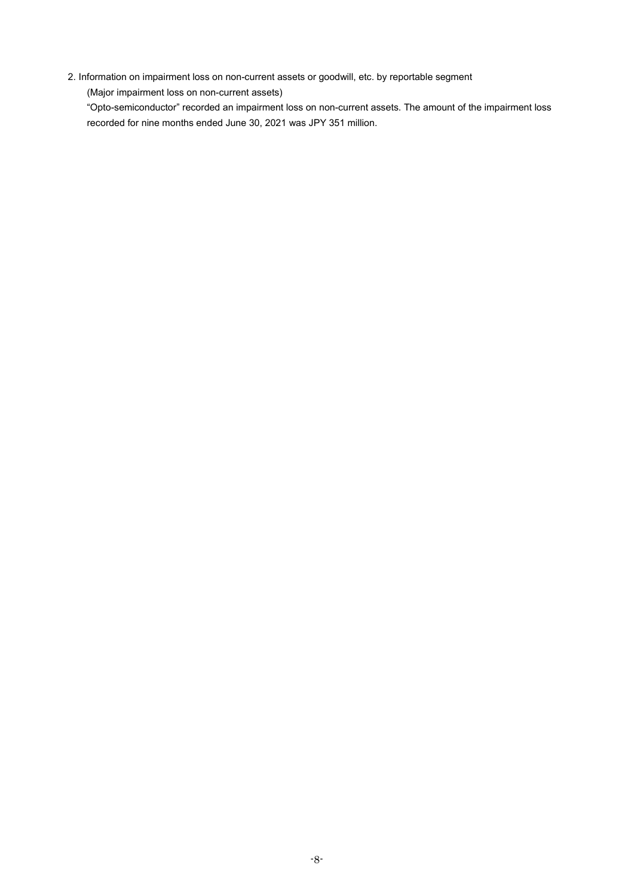2. Information on impairment loss on non-current assets or goodwill, etc. by reportable segment

(Major impairment loss on non-current assets)

"Opto-semiconductor" recorded an impairment loss on non-current assets. The amount of the impairment loss recorded for nine months ended June 30, 2021 was JPY 351 million.